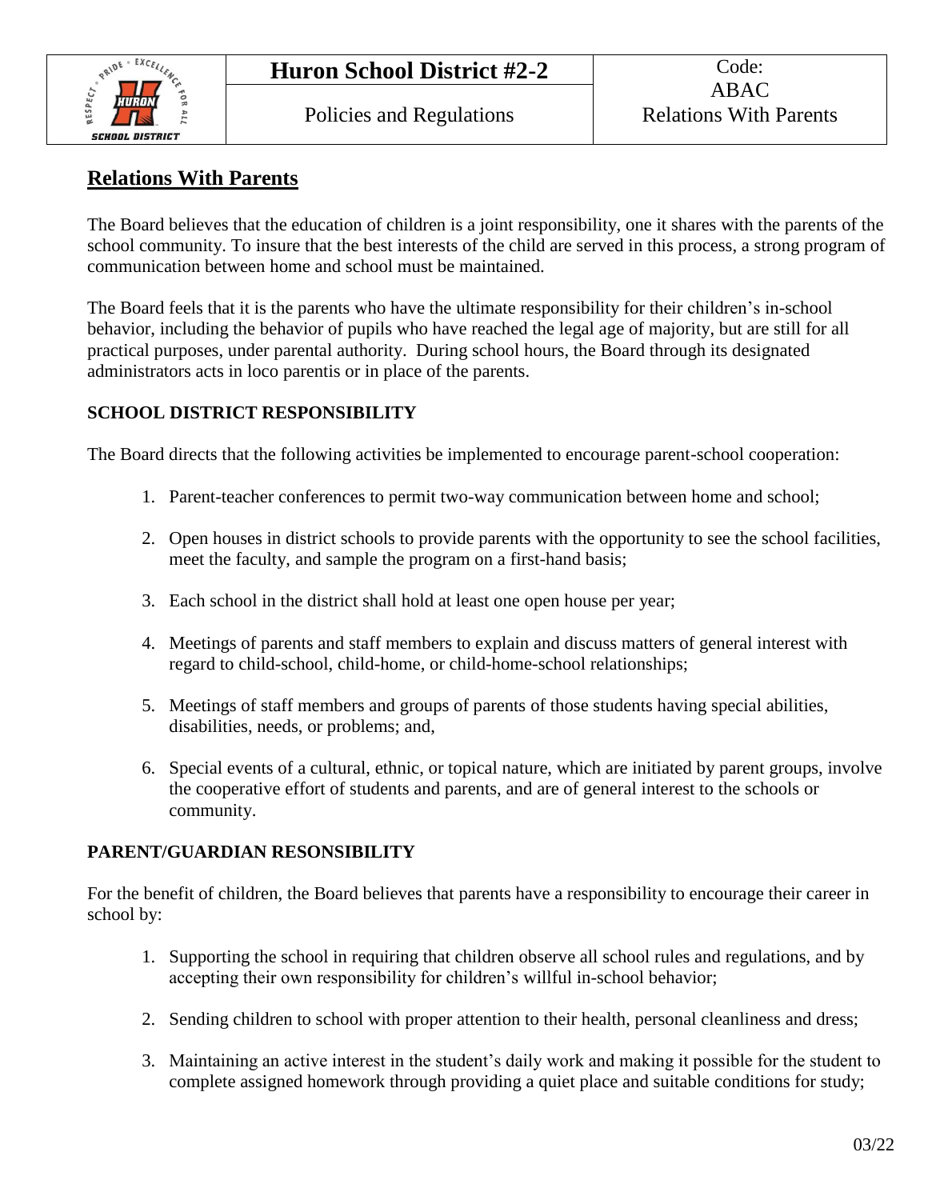| | Hurón School District #2-2 | Code: ABAC |
|---|---|---|
| | Policies and Regulations | Relations With Parents |

# Relations With Parents

The Board believes that the education of children is a joint responsibility, one it shares with the parents of the school community. To insure that the best interests of the child are served in this process, a strong program of communication between home and school must be maintained.

The Board feels that it is the parents who have the ultimate responsibility for their children's in-school behavior, including the behavior of pupils who have reached the legal age of majority, but are still for all practical purposes, under parental authority. During school hours, the Board through its designated administrators acts in loco parentis or in place of the parents.

## SCHOOL DISTRICT RESPONSIBILITY

The Board directs that the following activities be implemented to encourage parent-school cooperation:

1. Parent-teacher conferences to permit two-way communication between home and school;
2. Open houses in district schools to provide parents with the opportunity to see the school facilities, meet the faculty, and sample the program on a first-hand basis;
3. Each school in the district shall hold at least one open house per year;
4. Meetings of parents and staff members to explain and discuss matters of general interest with regard to child-school, child-home, or child-home-school relationships;
5. Meetings of staff members and groups of parents of those students having special abilities, disabilities, needs, or problems; and,
6. Special events of a cultural, ethnic, or topical nature, which are initiated by parent groups, involve the cooperative effort of students and parents, and are of general interest to the schools or community.

## PARENT/GUARDIAN RESONSIBILITY

For the benefit of children, the Board believes that parents have a responsibility to encourage their career in school by:

1. Supporting the school in requiring that children observe all school rules and regulations, and by accepting their own responsibility for children's willful in-school behavior;
2. Sending children to school with proper attention to their health, personal cleanliness and dress;
3. Maintaining an active interest in the student's daily work and making it possible for the student to complete assigned homework through providing a quiet place and suitable conditions for study;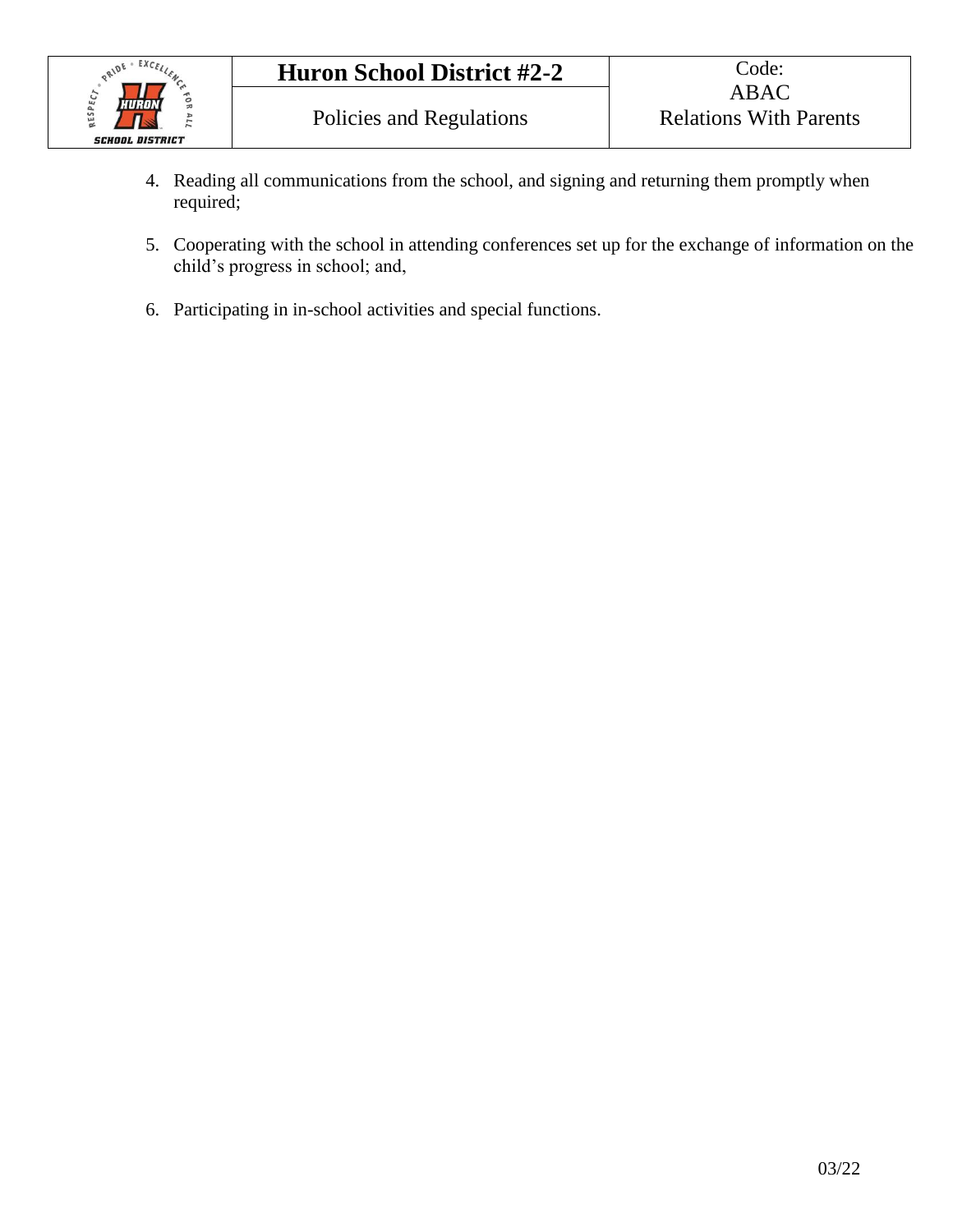4. Reading all communications from the school, and signing and returning them promptly when required;

5. Cooperating with the school in attending conferences set up for the exchange of information on the child's progress in school; and,

6. Participating in in-school activities and special functions.